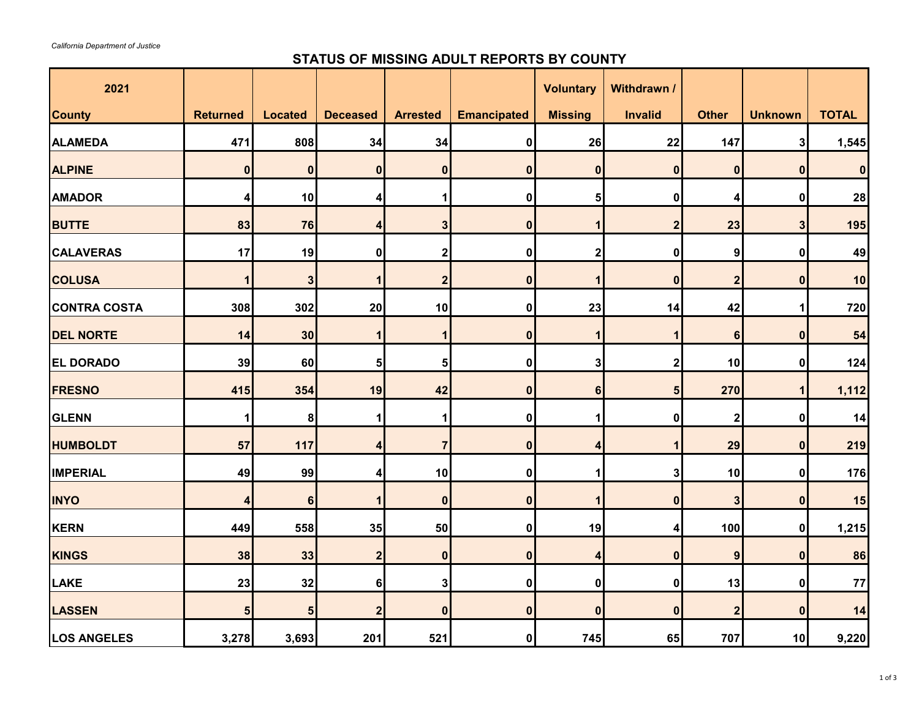*California Department of Justice*

## STATUS OF MISSING ADULT REPORTS BY COUNTY

| 2021<br>County | Returned | Located | Deceased | Arrested | Emancipated | Voluntary Missing | Withdrawn / Invalid | Other | Unknown | TOTAL |
|---|---|---|---|---|---|---|---|---|---|---|
| ALAMEDA | 471 | 808 | 34 | 34 | 0 | 26 | 22 | 147 | 3 | 1,545 |
| ALPINE | 0 | 0 | 0 | 0 | 0 | 0 | 0 | 0 | 0 | 0 |
| AMADOR | 4 | 10 | 4 | 1 | 0 | 5 | 0 | 4 | 0 | 28 |
| BUTTE | 83 | 76 | 4 | 3 | 0 | 1 | 2 | 23 | 3 | 195 |
| CALAVERAS | 17 | 19 | 0 | 2 | 0 | 2 | 0 | 9 | 0 | 49 |
| COLUSA | 1 | 3 | 1 | 2 | 0 | 1 | 0 | 2 | 0 | 10 |
| CONTRA COSTA | 308 | 302 | 20 | 10 | 0 | 23 | 14 | 42 | 1 | 720 |
| DEL NORTE | 14 | 30 | 1 | 1 | 0 | 1 | 1 | 6 | 0 | 54 |
| EL DORADO | 39 | 60 | 5 | 5 | 0 | 3 | 2 | 10 | 0 | 124 |
| FRESNO | 415 | 354 | 19 | 42 | 0 | 6 | 5 | 270 | 1 | 1,112 |
| GLENN | 1 | 8 | 1 | 1 | 0 | 1 | 0 | 2 | 0 | 14 |
| HUMBOLDT | 57 | 117 | 4 | 7 | 0 | 4 | 1 | 29 | 0 | 219 |
| IMPERIAL | 49 | 99 | 4 | 10 | 0 | 1 | 3 | 10 | 0 | 176 |
| INYO | 4 | 6 | 1 | 0 | 0 | 1 | 0 | 3 | 0 | 15 |
| KERN | 449 | 558 | 35 | 50 | 0 | 19 | 4 | 100 | 0 | 1,215 |
| KINGS | 38 | 33 | 2 | 0 | 0 | 4 | 0 | 9 | 0 | 86 |
| LAKE | 23 | 32 | 6 | 3 | 0 | 0 | 0 | 13 | 0 | 77 |
| LASSEN | 5 | 5 | 2 | 0 | 0 | 0 | 0 | 2 | 0 | 14 |
| LOS ANGELES | 3,278 | 3,693 | 201 | 521 | 0 | 745 | 65 | 707 | 10 | 9,220 |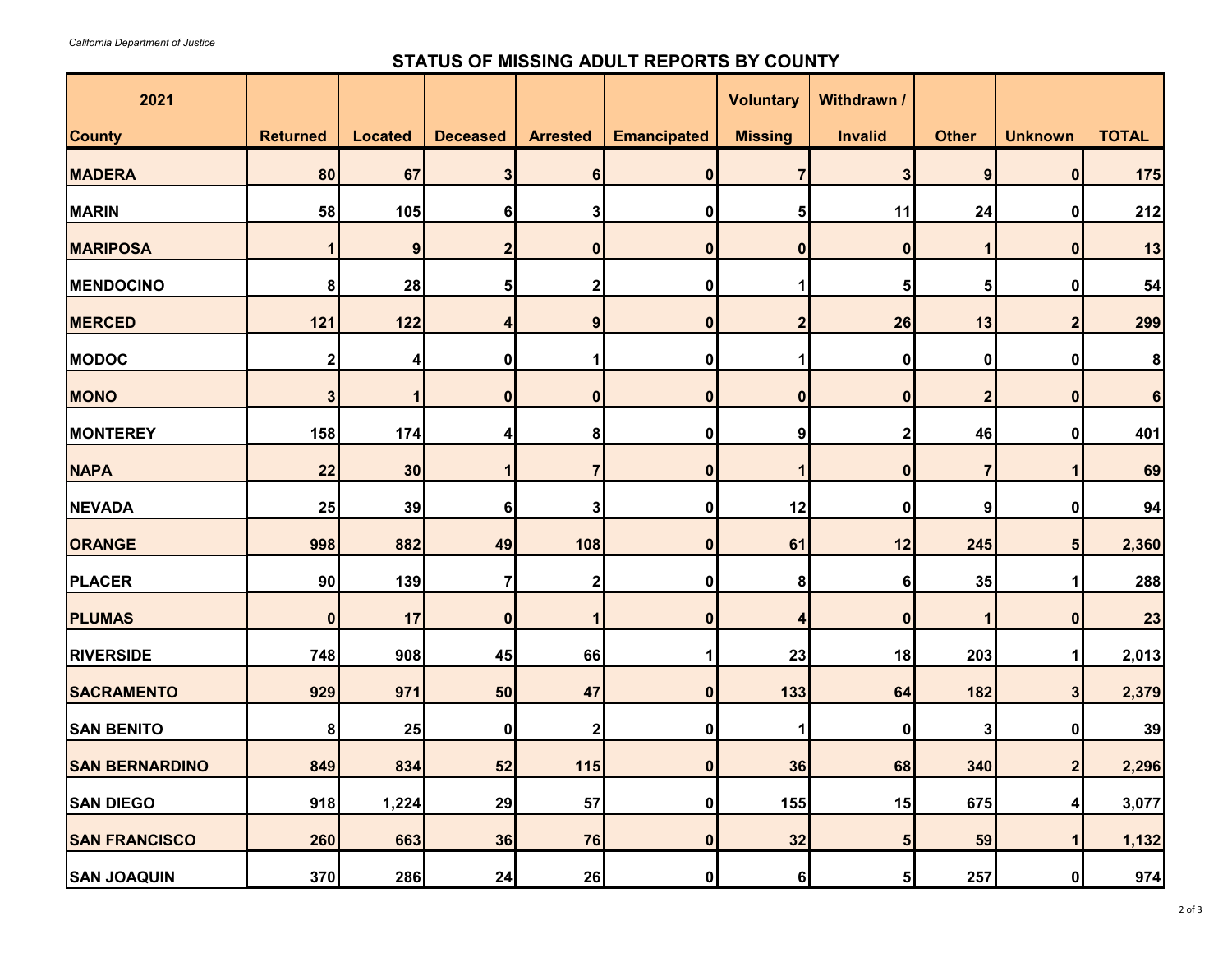*California Department of Justice*

## STATUS OF MISSING ADULT REPORTS BY COUNTY

| 2021<br>County | Returned | Located | Deceased | Arrested | Emancipated | Voluntary Missing | Withdrawn / Invalid | Other | Unknown | TOTAL |
|---|---|---|---|---|---|---|---|---|---|---|
| MADERA | 80 | 67 | 3 | 6 | 0 | 7 | 3 | 9 | 0 | 175 |
| MARIN | 58 | 105 | 6 | 3 | 0 | 5 | 11 | 24 | 0 | 212 |
| MARIPOSA | 1 | 9 | 2 | 0 | 0 | 0 | 0 | 1 | 0 | 13 |
| MENDOCINO | 8 | 28 | 5 | 2 | 0 | 1 | 5 | 5 | 0 | 54 |
| MERCED | 121 | 122 | 4 | 9 | 0 | 2 | 26 | 13 | 2 | 299 |
| MODOC | 2 | 4 | 0 | 1 | 0 | 1 | 0 | 0 | 0 | 8 |
| MONO | 3 | 1 | 0 | 0 | 0 | 0 | 0 | 2 | 0 | 6 |
| MONTEREY | 158 | 174 | 4 | 8 | 0 | 9 | 2 | 46 | 0 | 401 |
| NAPA | 22 | 30 | 1 | 7 | 0 | 1 | 0 | 7 | 1 | 69 |
| NEVADA | 25 | 39 | 6 | 3 | 0 | 12 | 0 | 9 | 0 | 94 |
| ORANGE | 998 | 882 | 49 | 108 | 0 | 61 | 12 | 245 | 5 | 2,360 |
| PLACER | 90 | 139 | 7 | 2 | 0 | 8 | 6 | 35 | 1 | 288 |
| PLUMAS | 0 | 17 | 0 | 1 | 0 | 4 | 0 | 1 | 0 | 23 |
| RIVERSIDE | 748 | 908 | 45 | 66 | 1 | 23 | 18 | 203 | 1 | 2,013 |
| SACRAMENTO | 929 | 971 | 50 | 47 | 0 | 133 | 64 | 182 | 3 | 2,379 |
| SAN BENITO | 8 | 25 | 0 | 2 | 0 | 1 | 0 | 3 | 0 | 39 |
| SAN BERNARDINO | 849 | 834 | 52 | 115 | 0 | 36 | 68 | 340 | 2 | 2,296 |
| SAN DIEGO | 918 | 1,224 | 29 | 57 | 0 | 155 | 15 | 675 | 4 | 3,077 |
| SAN FRANCISCO | 260 | 663 | 36 | 76 | 0 | 32 | 5 | 59 | 1 | 1,132 |
| SAN JOAQUIN | 370 | 286 | 24 | 26 | 0 | 6 | 5 | 257 | 0 | 974 |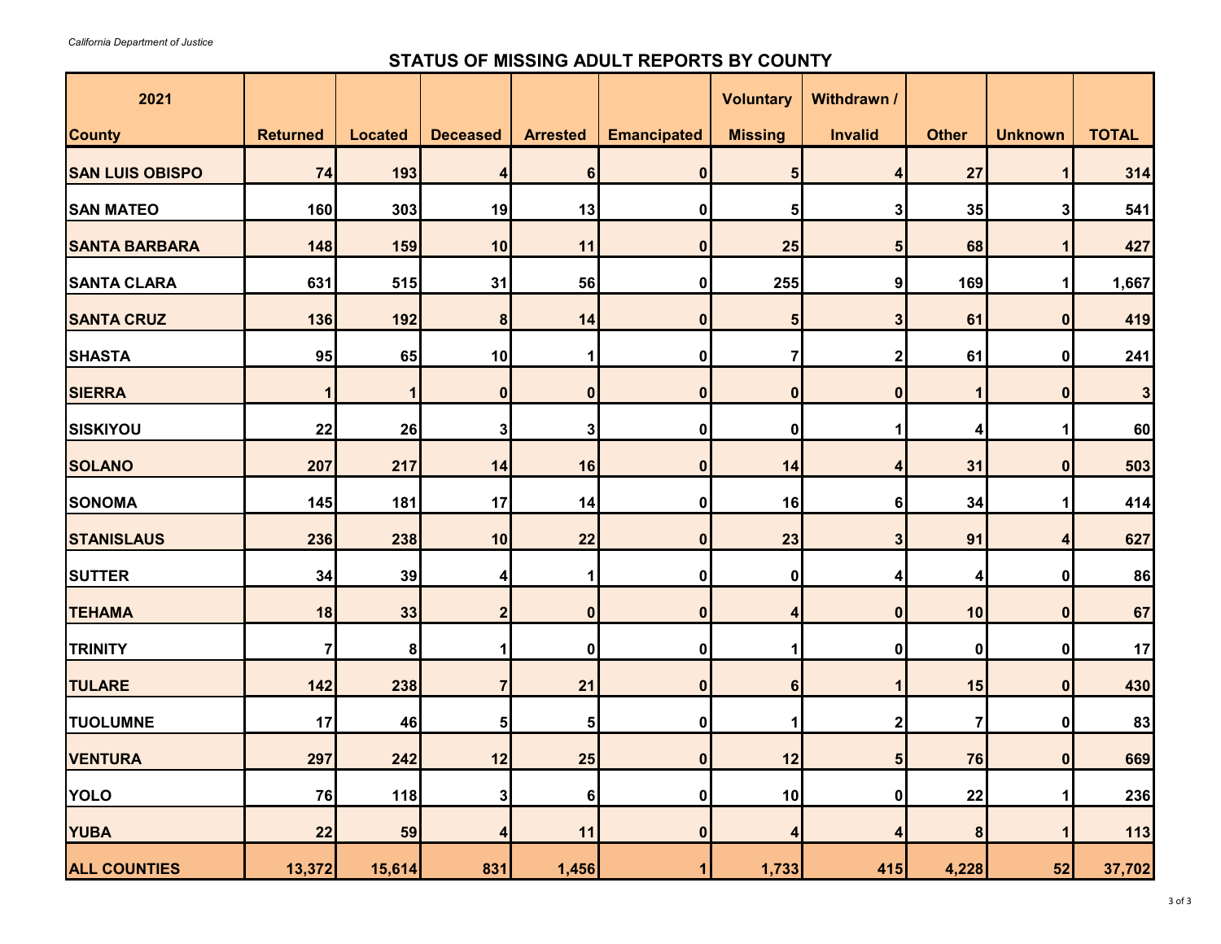*California Department of Justice*

## STATUS OF MISSING ADULT REPORTS BY COUNTY

| 2021 County | Returned | Located | Deceased | Arrested | Emancipated | Voluntary Missing | Withdrawn / Invalid | Other | Unknown | TOTAL |
|---|---|---|---|---|---|---|---|---|---|---|
| SAN LUIS OBISPO | 74 | 193 | 4 | 6 | 0 | 5 | 4 | 27 | 1 | 314 |
| SAN MATEO | 160 | 303 | 19 | 13 | 0 | 5 | 3 | 35 | 3 | 541 |
| SANTA BARBARA | 148 | 159 | 10 | 11 | 0 | 25 | 5 | 68 | 1 | 427 |
| SANTA CLARA | 631 | 515 | 31 | 56 | 0 | 255 | 9 | 169 | 1 | 1,667 |
| SANTA CRUZ | 136 | 192 | 8 | 14 | 0 | 5 | 3 | 61 | 0 | 419 |
| SHASTA | 95 | 65 | 10 | 1 | 0 | 7 | 2 | 61 | 0 | 241 |
| SIERRA | 1 | 1 | 0 | 0 | 0 | 0 | 0 | 1 | 0 | 3 |
| SISKIYOU | 22 | 26 | 3 | 3 | 0 | 0 | 1 | 4 | 1 | 60 |
| SOLANO | 207 | 217 | 14 | 16 | 0 | 14 | 4 | 31 | 0 | 503 |
| SONOMA | 145 | 181 | 17 | 14 | 0 | 16 | 6 | 34 | 1 | 414 |
| STANISLAUS | 236 | 238 | 10 | 22 | 0 | 23 | 3 | 91 | 4 | 627 |
| SUTTER | 34 | 39 | 4 | 1 | 0 | 0 | 4 | 4 | 0 | 86 |
| TEHAMA | 18 | 33 | 2 | 0 | 0 | 4 | 0 | 10 | 0 | 67 |
| TRINITY | 7 | 8 | 1 | 0 | 0 | 1 | 0 | 0 | 0 | 17 |
| TULARE | 142 | 238 | 7 | 21 | 0 | 6 | 1 | 15 | 0 | 430 |
| TUOLUMNE | 17 | 46 | 5 | 5 | 0 | 1 | 2 | 7 | 0 | 83 |
| VENTURA | 297 | 242 | 12 | 25 | 0 | 12 | 5 | 76 | 0 | 669 |
| YOLO | 76 | 118 | 3 | 6 | 0 | 10 | 0 | 22 | 1 | 236 |
| YUBA | 22 | 59 | 4 | 11 | 0 | 4 | 4 | 8 | 1 | 113 |
| ALL COUNTIES | 13,372 | 15,614 | 831 | 1,456 | 1 | 1,733 | 415 | 4,228 | 52 | 37,702 |